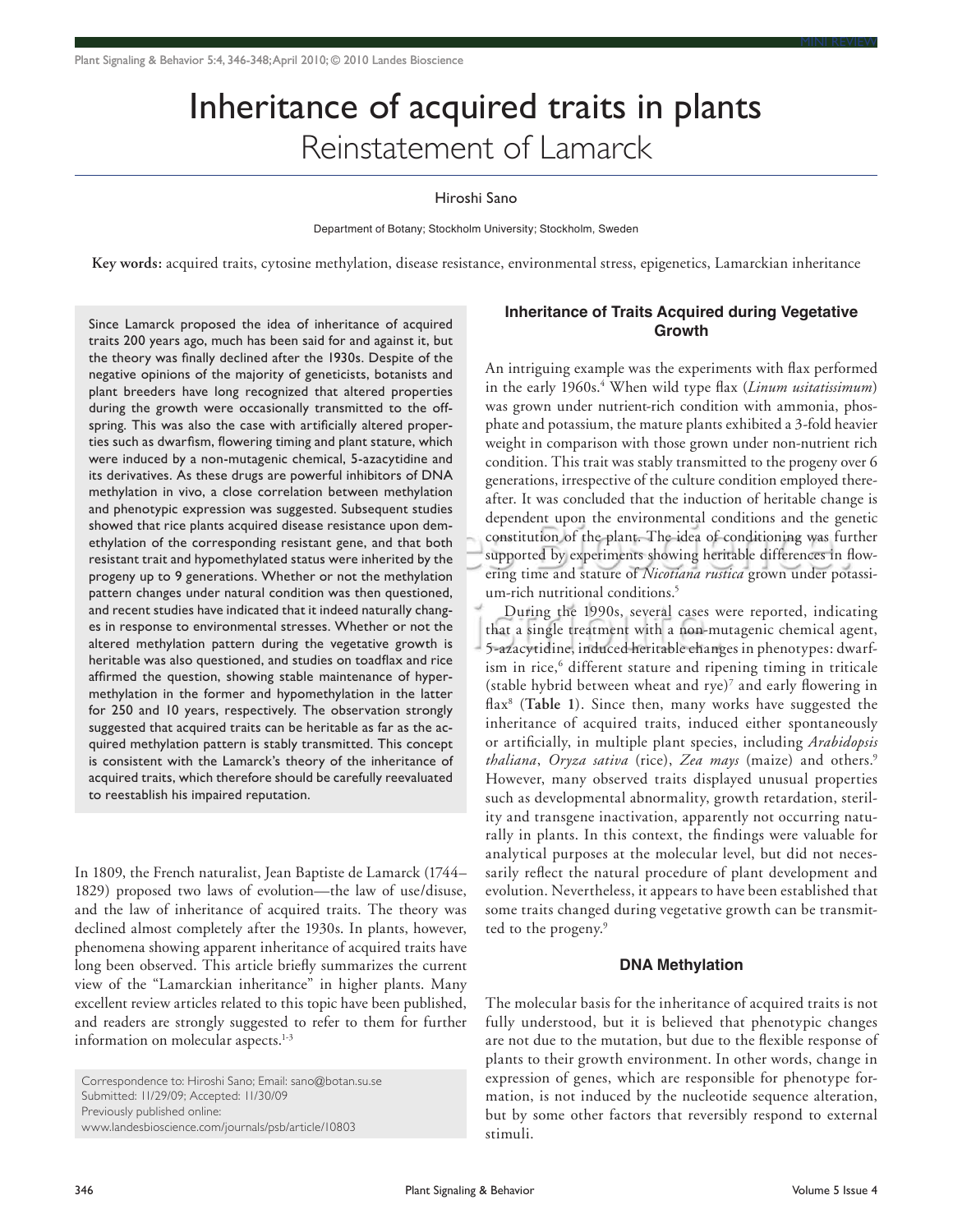# Inheritance of acquired traits in plants

## Reinstatement of Lamarck

Hiroshi Sano

Department of Botany; Stockholm University; Stockholm, Sweden

**Key words:** acquired traits, cytosine methylation, disease resistance, environmental stress, epigenetics, Lamarckian inheritance

Since Lamarck proposed the idea of inheritance of acquired traits 200 years ago, much has been said for and against it, but the theory was finally declined after the 1930s. Despite of the negative opinions of the majority of geneticists, botanists and plant breeders have long recognized that altered properties during the growth were occasionally transmitted to the offspring. This was also the case with artificially altered properties such as dwarfism, flowering timing and plant stature, which were induced by a non-mutagenic chemical, 5-azacytidine and its derivatives. As these drugs are powerful inhibitors of DNA methylation in vivo, a close correlation between methylation and phenotypic expression was suggested. Subsequent studies showed that rice plants acquired disease resistance upon demethylation of the corresponding resistant gene, and that both resistant trait and hypomethylated status were inherited by the progeny up to 9 generations. Whether or not the methylation pattern changes under natural condition was then questioned, and recent studies have indicated that it indeed naturally changes in response to environmental stresses. Whether or not the altered methylation pattern during the vegetative growth is heritable was also questioned, and studies on toadflax and rice affirmed the question, showing stable maintenance of hypermethylation in the former and hypomethylation in the latter for 250 and 10 years, respectively. The observation strongly suggested that acquired traits can be heritable as far as the acquired methylation pattern is stably transmitted. This concept is consistent with the Lamarck's theory of the inheritance of acquired traits, which therefore should be carefully reevaluated to reestablish his impaired reputation.

In 1809, the French naturalist, Jean Baptiste de Lamarck (1744–1829) proposed two laws of evolution—the law of use/disuse, and the law of inheritance of acquired traits. The theory was declined almost completely after the 1930s. In plants, however, phenomena showing apparent inheritance of acquired traits have long been observed. This article briefly summarizes the current view of the "Lamarckian inheritance" in higher plants. Many excellent review articles related to this topic have been published, and readers are strongly suggested to refer to them for further information on molecular aspects.[1-3]

Correspondence to: Hiroshi Sano; Email: sano@botan.su.se
Submitted: 11/29/09; Accepted: 11/30/09
Previously published online:
www.landesbioscience.com/journals/psb/article/10803

### Inheritance of Traits Acquired during Vegetative Growth

An intriguing example was the experiments with flax performed in the early 1960s.[4] When wild type flax (*Linum usitatissimum*) was grown under nutrient-rich condition with ammonia, phosphate and potassium, the mature plants exhibited a 3-fold heavier weight in comparison with those grown under non-nutrient rich condition. This trait was stably transmitted to the progeny over 6 generations, irrespective of the culture condition employed thereafter. It was concluded that the induction of heritable change is dependent upon the environmental conditions and the genetic constitution of the plant. The idea of conditioning was further supported by experiments showing heritable differences in flowering time and stature of *Nicotiana rustica* grown under potassium-rich nutritional conditions.[5]

During the 1990s, several cases were reported, indicating that a single treatment with a non-mutagenic chemical agent, 5-azacytidine, induced heritable changes in phenotypes: dwarfism in rice,[6] different stature and ripening timing in triticale (stable hybrid between wheat and rye)[7] and early flowering in flax[8] (**Table 1**). Since then, many works have suggested the inheritance of acquired traits, induced either spontaneously or artificially, in multiple plant species, including *Arabidopsis thaliana*, *Oryza sativa* (rice), *Zea mays* (maize) and others.[9] However, many observed traits displayed unusual properties such as developmental abnormality, growth retardation, sterility and transgene inactivation, apparently not occurring naturally in plants. In this context, the findings were valuable for analytical purposes at the molecular level, but did not necessarily reflect the natural procedure of plant development and evolution. Nevertheless, it appears to have been established that some traits changed during vegetative growth can be transmitted to the progeny.[9]

### DNA Methylation

The molecular basis for the inheritance of acquired traits is not fully understood, but it is believed that phenotypic changes are not due to the mutation, but due to the flexible response of plants to their growth environment. In other words, change in expression of genes, which are responsible for phenotype formation, is not induced by the nucleotide sequence alteration, but by some other factors that reversibly respond to external stimuli.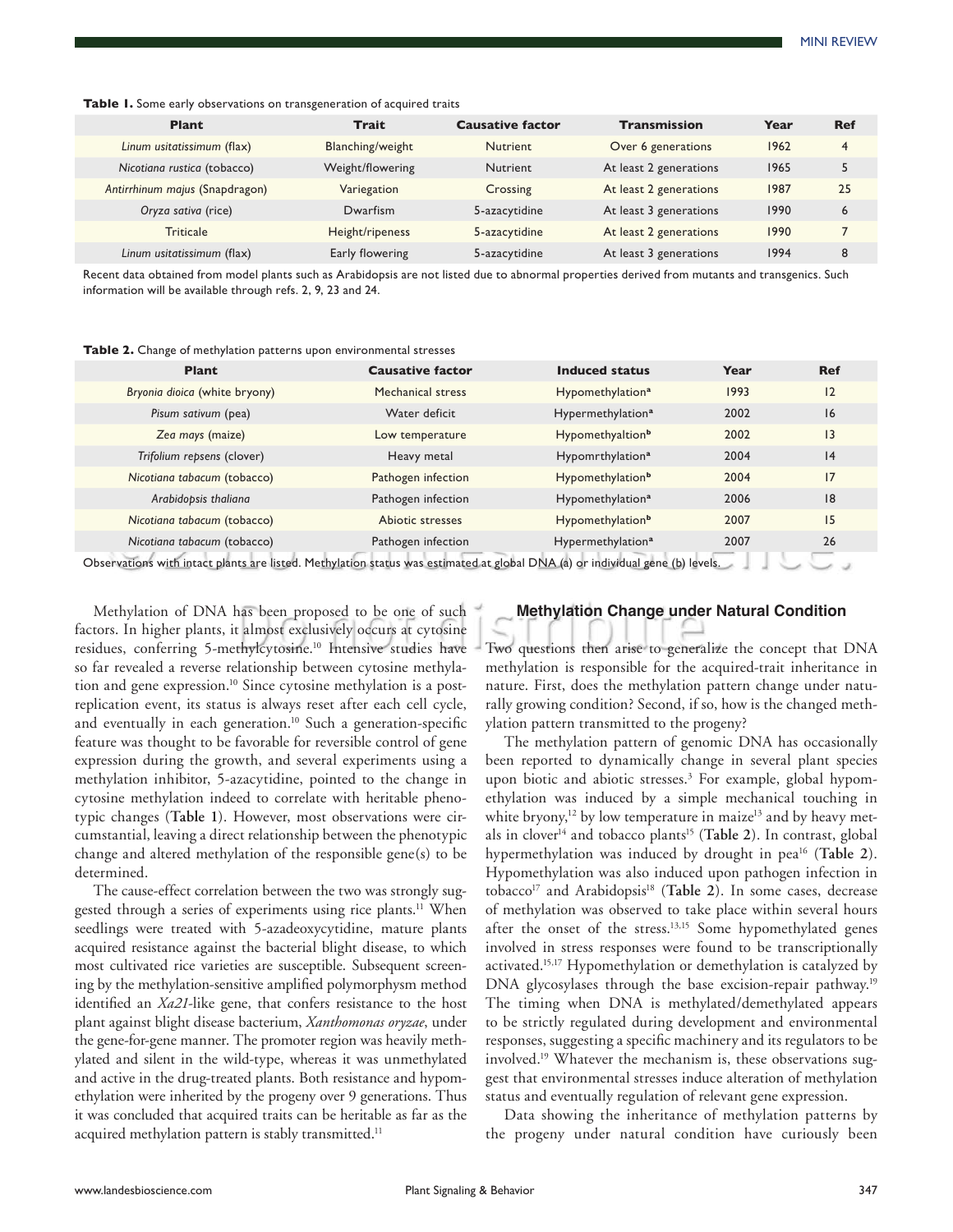**Table 1.** Some early observations on transgeneration of acquired traits

| Plant | Trait | Causative factor | Transmission | Year | Ref |
|---|---|---|---|---|---|
| *Linum usitatissimum* (flax) | Blanching/weight | Nutrient | Over 6 generations | 1962 | 4 |
| *Nicotiana rustica* (tobacco) | Weight/flowering | Nutrient | At least 2 generations | 1965 | 5 |
| *Antirrhinum majus* (Snapdragon) | Variegation | Crossing | At least 2 generations | 1987 | 25 |
| *Oryza sativa* (rice) | Dwarfism | 5-azacytidine | At least 3 generations | 1990 | 6 |
| Triticale | Height/ripeness | 5-azacytidine | At least 2 generations | 1990 | 7 |
| *Linum usitatissimum* (flax) | Early flowering | 5-azacytidine | At least 3 generations | 1994 | 8 |

Recent data obtained from model plants such as Arabidopsis are not listed due to abnormal properties derived from mutants and transgenics. Such information will be available through refs. 2, 9, 23 and 24.

**Table 2.** Change of methylation patterns upon environmental stresses

| Plant | Causative factor | Induced status | Year | Ref |
|---|---|---|---|---|
| *Bryonia dioica* (white bryony) | Mechanical stress | Hypomethylation[a] | 1993 | 12 |
| *Pisum sativum* (pea) | Water deficit | Hypermethylation[a] | 2002 | 16 |
| *Zea mays* (maize) | Low temperature | Hypomethyaltion[b] | 2002 | 13 |
| *Trifolium repsens* (clover) | Heavy metal | Hypomrthylation[a] | 2004 | 14 |
| *Nicotiana tabacum* (tobacco) | Pathogen infection | Hypomethylation[b] | 2004 | 17 |
| *Arabidopsis thaliana* | Pathogen infection | Hypomethylation[a] | 2006 | 18 |
| *Nicotiana tabacum* (tobacco) | Abiotic stresses | Hypomethylation[b] | 2007 | 15 |
| *Nicotiana tabacum* (tobacco) | Pathogen infection | Hypermethylation[a] | 2007 | 26 |

Observations with intact plants are listed. Methylation status was estimated at global DNA (a) or individual gene (b) levels.

Methylation of DNA has been proposed to be one of such factors. In higher plants, it almost exclusively occurs at cytosine residues, conferring 5-methylcytosine.[10] Intensive studies have so far revealed a reverse relationship between cytosine methylation and gene expression.[10] Since cytosine methylation is a post-replication event, its status is always reset after each cell cycle, and eventually in each generation.[10] Such a generation-specific feature was thought to be favorable for reversible control of gene expression during the growth, and several experiments using a methylation inhibitor, 5-azacytidine, pointed to the change in cytosine methylation indeed to correlate with heritable phenotypic changes (**Table 1**). However, most observations were circumstantial, leaving a direct relationship between the phenotypic change and altered methylation of the responsible gene(s) to be determined.

The cause-effect correlation between the two was strongly suggested through a series of experiments using rice plants.[11] When seedlings were treated with 5-azadeoxycytidine, mature plants acquired resistance against the bacterial blight disease, to which most cultivated rice varieties are susceptible. Subsequent screening by the methylation-sensitive amplified polymorphysm method identified an *Xa21*-like gene, that confers resistance to the host plant against blight disease bacterium, *Xanthomonas oryzae*, under the gene-for-gene manner. The promoter region was heavily methylated and silent in the wild-type, whereas it was unmethylated and active in the drug-treated plants. Both resistance and hypomethylation were inherited by the progeny over 9 generations. Thus it was concluded that acquired traits can be heritable as far as the acquired methylation pattern is stably transmitted.[11]

## Methylation Change under Natural Condition

Two questions then arise to generalize the concept that DNA methylation is responsible for the acquired-trait inheritance in nature. First, does the methylation pattern change under naturally growing condition? Second, if so, how is the changed methylation pattern transmitted to the progeny?

The methylation pattern of genomic DNA has occasionally been reported to dynamically change in several plant species upon biotic and abiotic stresses.[3] For example, global hypomethylation was induced by a simple mechanical touching in white bryony,[12] by low temperature in maize[13] and by heavy metals in clover[14] and tobacco plants[15] (**Table 2**). In contrast, global hypermethylation was induced by drought in pea[16] (**Table 2**). Hypomethylation was also induced upon pathogen infection in tobacco[17] and Arabidopsis[18] (**Table 2**). In some cases, decrease of methylation was observed to take place within several hours after the onset of the stress.[13,15] Some hypomethylated genes involved in stress responses were found to be transcriptionally activated.[15,17] Hypomethylation or demethylation is catalyzed by DNA glycosylases through the base excision-repair pathway.[19] The timing when DNA is methylated/demethylated appears to be strictly regulated during development and environmental responses, suggesting a specific machinery and its regulators to be involved.[19] Whatever the mechanism is, these observations suggest that environmental stresses induce alteration of methylation status and eventually regulation of relevant gene expression.

Data showing the inheritance of methylation patterns by the progeny under natural condition have curiously been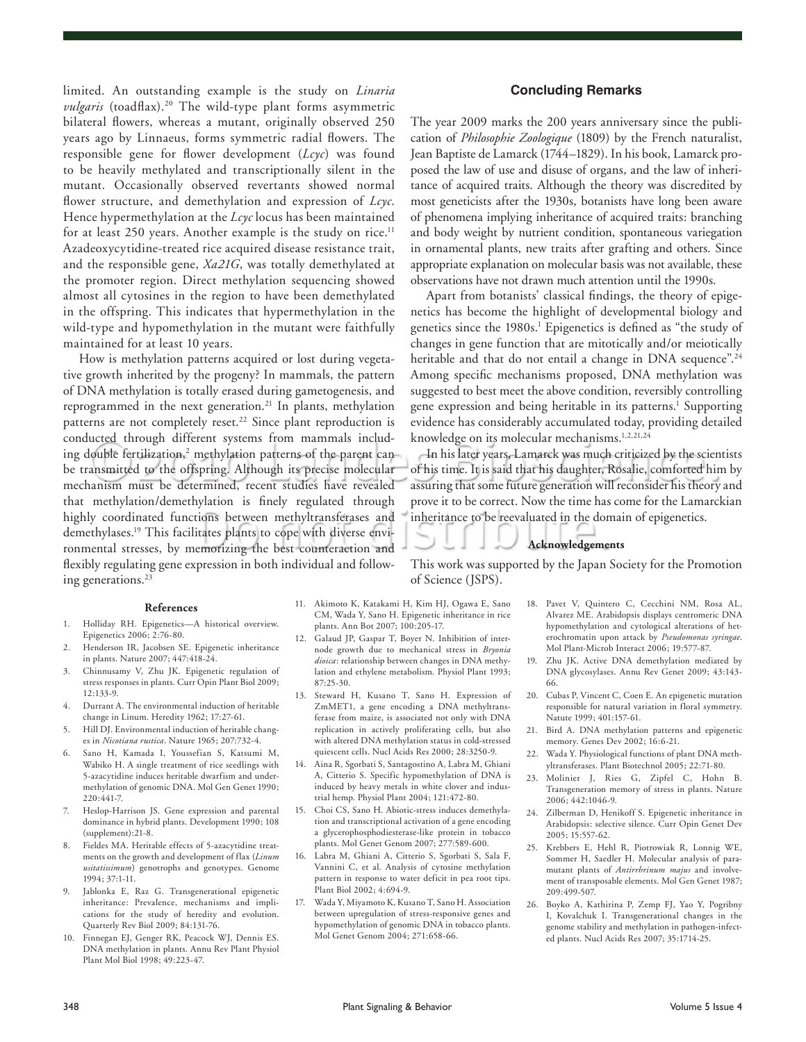limited. An outstanding example is the study on *Linaria vulgaris* (toadflax).[20] The wild-type plant forms asymmetric bilateral flowers, whereas a mutant, originally observed 250 years ago by Linnaeus, forms symmetric radial flowers. The responsible gene for flower development (*Lcyc*) was found to be heavily methylated and transcriptionally silent in the mutant. Occasionally observed revertants showed normal flower structure, and demethylation and expression of *Lcyc*. Hence hypermethylation at the *Lcyc* locus has been maintained for at least 250 years. Another example is the study on rice.[11] Azadeoxycytidine-treated rice acquired disease resistance trait, and the responsible gene, *Xa21G*, was totally demethylated at the promoter region. Direct methylation sequencing showed almost all cytosines in the region to have been demethylated in the offspring. This indicates that hypermethylation in the wild-type and hypomethylation in the mutant were faithfully maintained for at least 10 years.

How is methylation patterns acquired or lost during vegetative growth inherited by the progeny? In mammals, the pattern of DNA methylation is totally erased during gametogenesis, and reprogrammed in the next generation.[21] In plants, methylation patterns are not completely reset.[22] Since plant reproduction is conducted through different systems from mammals including double fertilization,[2] methylation patterns of the parent can be transmitted to the offspring. Although its precise molecular mechanism must be determined, recent studies have revealed that methylation/demethylation is finely regulated through highly coordinated functions between methyltransferases and demethylases.[19] This facilitates plants to cope with diverse environmental stresses, by memorizing the best counteraction and flexibly regulating gene expression in both individual and following generations.[23]

## Concluding Remarks

The year 2009 marks the 200 years anniversary since the publication of *Philosophie Zoologique* (1809) by the French naturalist, Jean Baptiste de Lamarck (1744–1829). In his book, Lamarck proposed the law of use and disuse of organs, and the law of inheritance of acquired traits. Although the theory was discredited by most geneticists after the 1930s, botanists have long been aware of phenomena implying inheritance of acquired traits: branching and body weight by nutrient condition, spontaneous variegation in ornamental plants, new traits after grafting and others. Since appropriate explanation on molecular basis was not available, these observations have not drawn much attention until the 1990s.

Apart from botanists' classical findings, the theory of epigenetics has become the highlight of developmental biology and genetics since the 1980s.[1] Epigenetics is defined as "the study of changes in gene function that are mitotically and/or meiotically heritable and that do not entail a change in DNA sequence".[24] Among specific mechanisms proposed, DNA methylation was suggested to best meet the above condition, reversibly controlling gene expression and being heritable in its patterns.[1] Supporting evidence has considerably accumulated today, providing detailed knowledge on its molecular mechanisms.[1,2,21,24]

In his later years, Lamarck was much criticized by the scientists of his time. It is said that his daughter, Rosalie, comforted him by assuring that some future generation will reconsider his theory and prove it to be correct. Now the time has come for the Lamarckian inheritance to be reevaluated in the domain of epigenetics.

### Acknowledgements

This work was supported by the Japan Society for the Promotion of Science (JSPS).

### References

1. Holliday RH. Epigenetics—A historical overview. Epigenetics 2006; 2:76-80.
2. Henderson IR, Jacobsen SE. Epigenetic inheritance in plants. Nature 2007; 447:418-24.
3. Chinnusamy V, Zhu JK. Epigenetic regulation of stress responses in plants. Curr Opin Plant Biol 2009; 12:133-9.
4. Durrant A. The environmental induction of heritable change in Linum. Heredity 1962; 17:27-61.
5. Hill DJ. Environmental induction of heritable changes in *Nicotiana rustica*. Nature 1965; 207:732-4.
6. Sano H, Kamada I, Youssefian S, Katsumi M, Wabiko H. A single treatment of rice seedlings with 5-azacytidine induces heritable dwarfism and undermethylation of genomic DNA. Mol Gen Genet 1990; 220:441-7.
7. Heslop-Harrison JS. Gene expression and parental dominance in hybrid plants. Development 1990; 108 (supplement):21-8.
8. Fieldes MA. Heritable effects of 5-azacytidine treatments on the growth and development of flax (*Linum usitatissimum*) genotrophs and genotypes. Genome 1994; 37:1-11.
9. Jablonka E, Raz G. Transgenerational epigenetic inheritance: Prevalence, mechanisms and implications for the study of heredity and evolution. Quarterly Rev Biol 2009; 84:131-76.
10. Finnegan EJ, Genger RK, Peacock WJ, Dennis ES. DNA methylation in plants. Annu Rev Plant Physiol Plant Mol Biol 1998; 49:223-47.
11. Akimoto K, Katakami H, Kim HJ, Ogawa E, Sano CM, Wada Y, Sano H. Epigenetic inheritance in rice plants. Ann Bot 2007; 100:205-17.
12. Galaud JP, Gaspar T, Boyer N. Inhibition of internode growth due to mechanical stress in *Bryonia dioica*: relationship between changes in DNA methylation and ethylene metabolism. Physiol Plant 1993; 87:25-30.
13. Steward H, Kusano T, Sano H. Expression of ZmMET1, a gene encoding a DNA methyltransferase from maize, is associated not only with DNA replication in actively proliferating cells, but also with altered DNA methylation status in cold-stressed quiescent cells. Nucl Acids Res 2000; 28:3250-9.
14. Aina R, Sgorbati S, Santagostino A, Labra M, Ghiani A, Citterio S. Specific hypomethylation of DNA is induced by heavy metals in white clover and industrial hemp. Physiol Plant 2004; 121:472-80.
15. Choi CS, Sano H. Abiotic-stress induces demethylation and transcriptional activation of a gene encoding a glycerophosphodiesterase-like protein in tobacco plants. Mol Genet Genom 2007; 277:589-600.
16. Labra M, Ghiani A, Citterio S, Sgorbati S, Sala F, Vannini C, et al. Analysis of cytosine methylation pattern in response to water deficit in pea root tips. Plant Biol 2002; 4:694-9.
17. Wada Y, Miyamoto K, Kusano T, Sano H. Association between upregulation of stress-responsive genes and hypomethylation of genomic DNA in tobacco plants. Mol Genet Genom 2004; 271:658-66.
18. Pavet V, Quintero C, Cecchini NM, Rosa AL, Alvarez ME. Arabidopsis displays centromeric DNA hypomethylation and cytological alterations of heterochromatin upon attack by *Pseudomonas syringae*. Mol Plant-Microb Interact 2006; 19:577-87.
19. Zhu JK. Active DNA demethylation mediated by DNA glycosylases. Annu Rev Genet 2009; 43:143-66.
20. Cubas P, Vincent C, Coen E. An epigenetic mutation responsible for natural variation in floral symmetry. Natute 1999; 401:157-61.
21. Bird A. DNA methylation patterns and epigenetic memory. Genes Dev 2002; 16:6-21.
22. Wada Y. Physiological functions of plant DNA methyltransferases. Plant Biotechnol 2005; 22:71-80.
23. Molinier J, Ries G, Zipfel C, Hohn B. Transgeneration memory of stress in plants. Nature 2006; 442:1046-9.
24. Zilberman D, Henikoff S. Epigenetic inheritance in Arabidopsis: selective silence. Curr Opin Genet Dev 2005; 15:557-62.
25. Krebbers E, Hehl R, Piotrowiak R, Lonnig WE, Sommer H, Saedler H. Molecular analysis of paramutant plants of *Antirrhinum majus* and involvement of transposable elements. Mol Gen Genet 1987; 209:499-507.
26. Boyko A, Kathirina P, Zemp FJ, Yao Y, Pogribny I, Kovalchuk I. Transgenerational changes in the genome stability and methylation in pathogen-infected plants. Nucl Acids Res 2007; 35:1714-25.